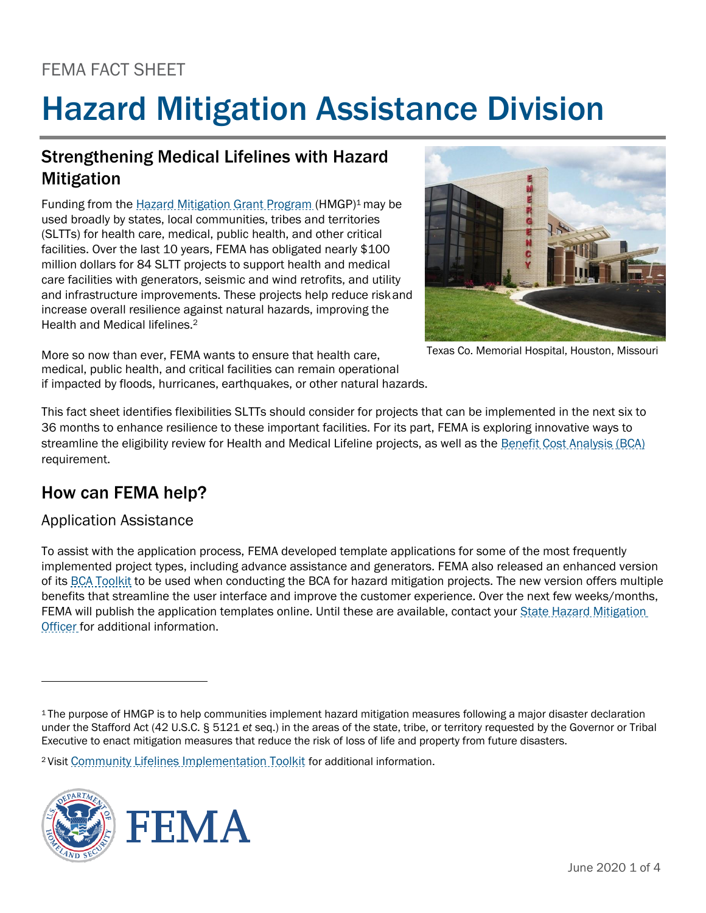FEMA FACT SHEET

# Hazard Mitigation Assistance Division

## Strengthening Medical Lifelines with Hazard Mitigation

Funding from the Hazard Mitigation Grant Program (HMGP)[1] may be used broadly by states, local communities, tribes and territories (SLTTs) for health care, medical, public health, and other critical facilities. Over the last 10 years, FEMA has obligated nearly $100 million dollars for 84 SLTT projects to support health and medical care facilities with generators, seismic and wind retrofits, and utility and infrastructure improvements. These projects help reduce risk and increase overall resilience against natural hazards, improving the Health and Medical lifelines.[2]

Texas Co. Memorial Hospital, Houston, Missouri

More so now than ever, FEMA wants to ensure that health care, medical, public health, and critical facilities can remain operational if impacted by floods, hurricanes, earthquakes, or other natural hazards.

This fact sheet identifies flexibilities SLTTs should consider for projects that can be implemented in the next six to 36 months to enhance resilience to these important facilities. For its part, FEMA is exploring innovative ways to streamline the eligibility review for Health and Medical Lifeline projects, as well as the Benefit Cost Analysis (BCA) requirement.

## How can FEMA help?

### Application Assistance

To assist with the application process, FEMA developed template applications for some of the most frequently implemented project types, including advance assistance and generators. FEMA also released an enhanced version of its BCA Toolkit to be used when conducting the BCA for hazard mitigation projects. The new version offers multiple benefits that streamline the user interface and improve the customer experience. Over the next few weeks/months, FEMA will publish the application templates online. Until these are available, contact your State Hazard Mitigation Officer for additional information.

---

[1] The purpose of HMGP is to help communities implement hazard mitigation measures following a major disaster declaration under the Stafford Act (42 U.S.C. § 5121 *et* seq.) in the areas of the state, tribe, or territory requested by the Governor or Tribal Executive to enact mitigation measures that reduce the risk of loss of life and property from future disasters.

[2] Visit Community Lifelines Implementation Toolkit for additional information.

June 2020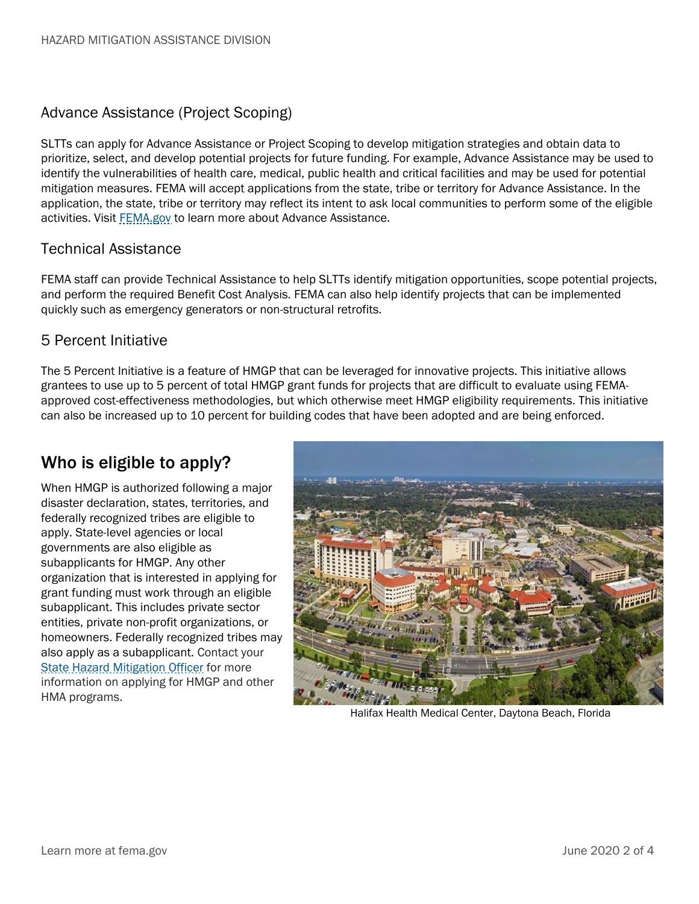## Advance Assistance (Project Scoping)

SLTTs can apply for Advance Assistance or Project Scoping to develop mitigation strategies and obtain data to prioritize, select, and develop potential projects for future funding. For example, Advance Assistance may be used to identify the vulnerabilities of health care, medical, public health and critical facilities and may be used for potential mitigation measures. FEMA will accept applications from the state, tribe or territory for Advance Assistance. In the application, the state, tribe or territory may reflect its intent to ask local communities to perform some of the eligible activities. Visit FEMA.gov to learn more about Advance Assistance.

## Technical Assistance

FEMA staff can provide Technical Assistance to help SLTTs identify mitigation opportunities, scope potential projects, and perform the required Benefit Cost Analysis. FEMA can also help identify projects that can be implemented quickly such as emergency generators or non-structural retrofits.

## 5 Percent Initiative

The 5 Percent Initiative is a feature of HMGP that can be leveraged for innovative projects. This initiative allows grantees to use up to 5 percent of total HMGP grant funds for projects that are difficult to evaluate using FEMA-approved cost-effectiveness methodologies, but which otherwise meet HMGP eligibility requirements. This initiative can also be increased up to 10 percent for building codes that have been adopted and are being enforced.

# Who is eligible to apply?

When HMGP is authorized following a major disaster declaration, states, territories, and federally recognized tribes are eligible to apply. State-level agencies or local governments are also eligible as subapplicants for HMGP. Any other organization that is interested in applying for grant funding must work through an eligible subapplicant. This includes private sector entities, private non-profit organizations, or homeowners. Federally recognized tribes may also apply as a subapplicant. Contact your State Hazard Mitigation Officer for more information on applying for HMGP and other HMA programs.

Halifax Health Medical Center, Daytona Beach, Florida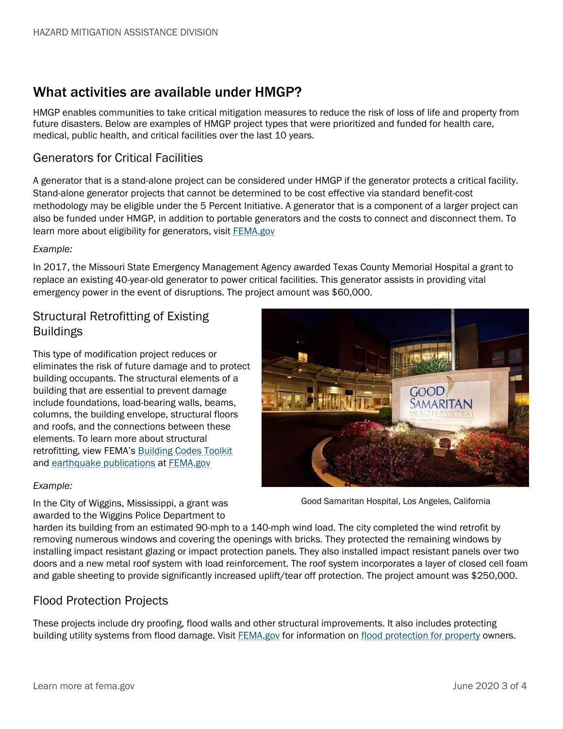## What activities are available under HMGP?

HMGP enables communities to take critical mitigation measures to reduce the risk of loss of life and property from future disasters. Below are examples of HMGP project types that were prioritized and funded for health care, medical, public health, and critical facilities over the last 10 years.

### Generators for Critical Facilities

A generator that is a stand-alone project can be considered under HMGP if the generator protects a critical facility. Stand-alone generator projects that cannot be determined to be cost effective via standard benefit-cost methodology may be eligible under the 5 Percent Initiative. A generator that is a component of a larger project can also be funded under HMGP, in addition to portable generators and the costs to connect and disconnect them. To learn more about eligibility for generators, visit FEMA.gov

*Example:*

In 2017, the Missouri State Emergency Management Agency awarded Texas County Memorial Hospital a grant to replace an existing 40-year-old generator to power critical facilities. This generator assists in providing vital emergency power in the event of disruptions. The project amount was $60,000.

### Structural Retrofitting of Existing Buildings

This type of modification project reduces or eliminates the risk of future damage and to protect building occupants. The structural elements of a building that are essential to prevent damage include foundations, load-bearing walls, beams, columns, the building envelope, structural floors and roofs, and the connections between these elements. To learn more about structural retrofitting, view FEMA's Building Codes Toolkit and earthquake publications at FEMA.gov

Good Samaritan Hospital, Los Angeles, California

*Example:*

In the City of Wiggins, Mississippi, a grant was awarded to the Wiggins Police Department to harden its building from an estimated 90-mph to a 140-mph wind load. The city completed the wind retrofit by removing numerous windows and covering the openings with bricks. They protected the remaining windows by installing impact resistant glazing or impact protection panels. They also installed impact resistant panels over two doors and a new metal roof system with load reinforcement. The roof system incorporates a layer of closed cell foam and gable sheeting to provide significantly increased uplift/tear off protection. The project amount was $250,000.

### Flood Protection Projects

These projects include dry proofing, flood walls and other structural improvements. It also includes protecting building utility systems from flood damage. Visit FEMA.gov for information on flood protection for property owners.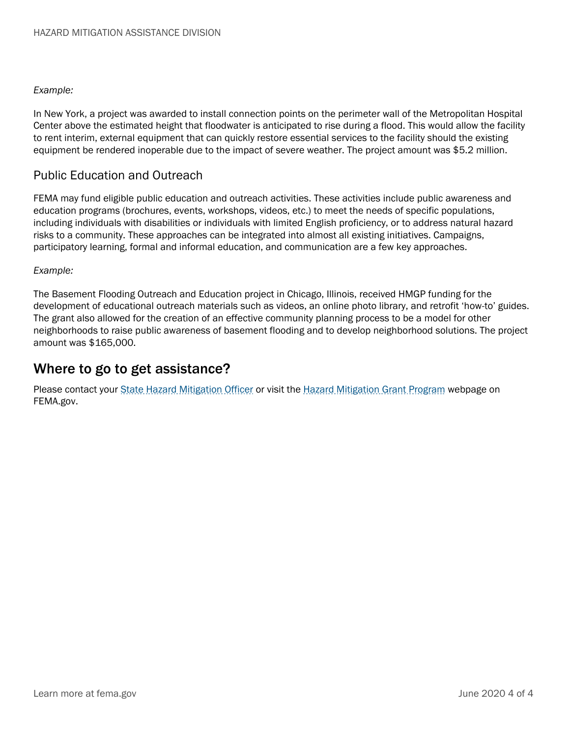*Example:*

In New York, a project was awarded to install connection points on the perimeter wall of the Metropolitan Hospital Center above the estimated height that floodwater is anticipated to rise during a flood. This would allow the facility to rent interim, external equipment that can quickly restore essential services to the facility should the existing equipment be rendered inoperable due to the impact of severe weather. The project amount was $5.2 million.

### Public Education and Outreach

FEMA may fund eligible public education and outreach activities. These activities include public awareness and education programs (brochures, events, workshops, videos, etc.) to meet the needs of specific populations, including individuals with disabilities or individuals with limited English proficiency, or to address natural hazard risks to a community. These approaches can be integrated into almost all existing initiatives. Campaigns, participatory learning, formal and informal education, and communication are a few key approaches.

*Example:*

The Basement Flooding Outreach and Education project in Chicago, Illinois, received HMGP funding for the development of educational outreach materials such as videos, an online photo library, and retrofit 'how-to' guides. The grant also allowed for the creation of an effective community planning process to be a model for other neighborhoods to raise public awareness of basement flooding and to develop neighborhood solutions. The project amount was $165,000.

## Where to go to get assistance?

Please contact your State Hazard Mitigation Officer or visit the Hazard Mitigation Grant Program webpage on FEMA.gov.